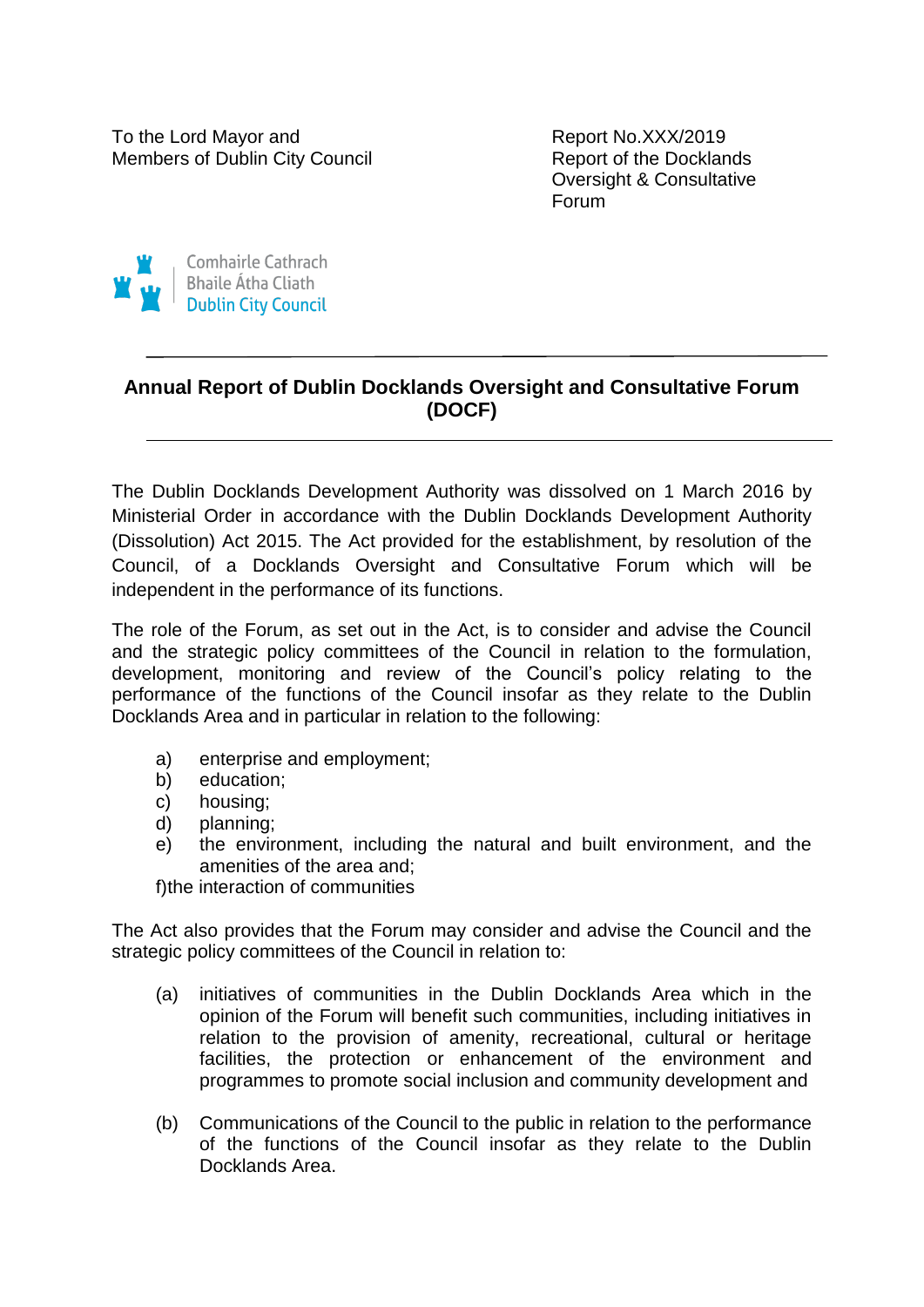To the Lord Mayor and
Members of Dublin City Council

Report No.XXX/2019
Report of the Docklands Oversight & Consultative Forum

Comhairle Cathrach Bhaile Átha Cliath
Dublin City Council

---

## Annual Report of Dublin Docklands Oversight and Consultative Forum (DOCF)

---

The Dublin Docklands Development Authority was dissolved on 1 March 2016 by Ministerial Order in accordance with the Dublin Docklands Development Authority (Dissolution) Act 2015. The Act provided for the establishment, by resolution of the Council, of a Docklands Oversight and Consultative Forum which will be independent in the performance of its functions.

The role of the Forum, as set out in the Act, is to consider and advise the Council and the strategic policy committees of the Council in relation to the formulation, development, monitoring and review of the Council's policy relating to the performance of the functions of the Council insofar as they relate to the Dublin Docklands Area and in particular in relation to the following:

a) enterprise and employment;
b) education;
c) housing;
d) planning;
e) the environment, including the natural and built environment, and the amenities of the area and;
f)the interaction of communities

The Act also provides that the Forum may consider and advise the Council and the strategic policy committees of the Council in relation to:

(a) initiatives of communities in the Dublin Docklands Area which in the opinion of the Forum will benefit such communities, including initiatives in relation to the provision of amenity, recreational, cultural or heritage facilities, the protection or enhancement of the environment and programmes to promote social inclusion and community development and

(b) Communications of the Council to the public in relation to the performance of the functions of the Council insofar as they relate to the Dublin Docklands Area.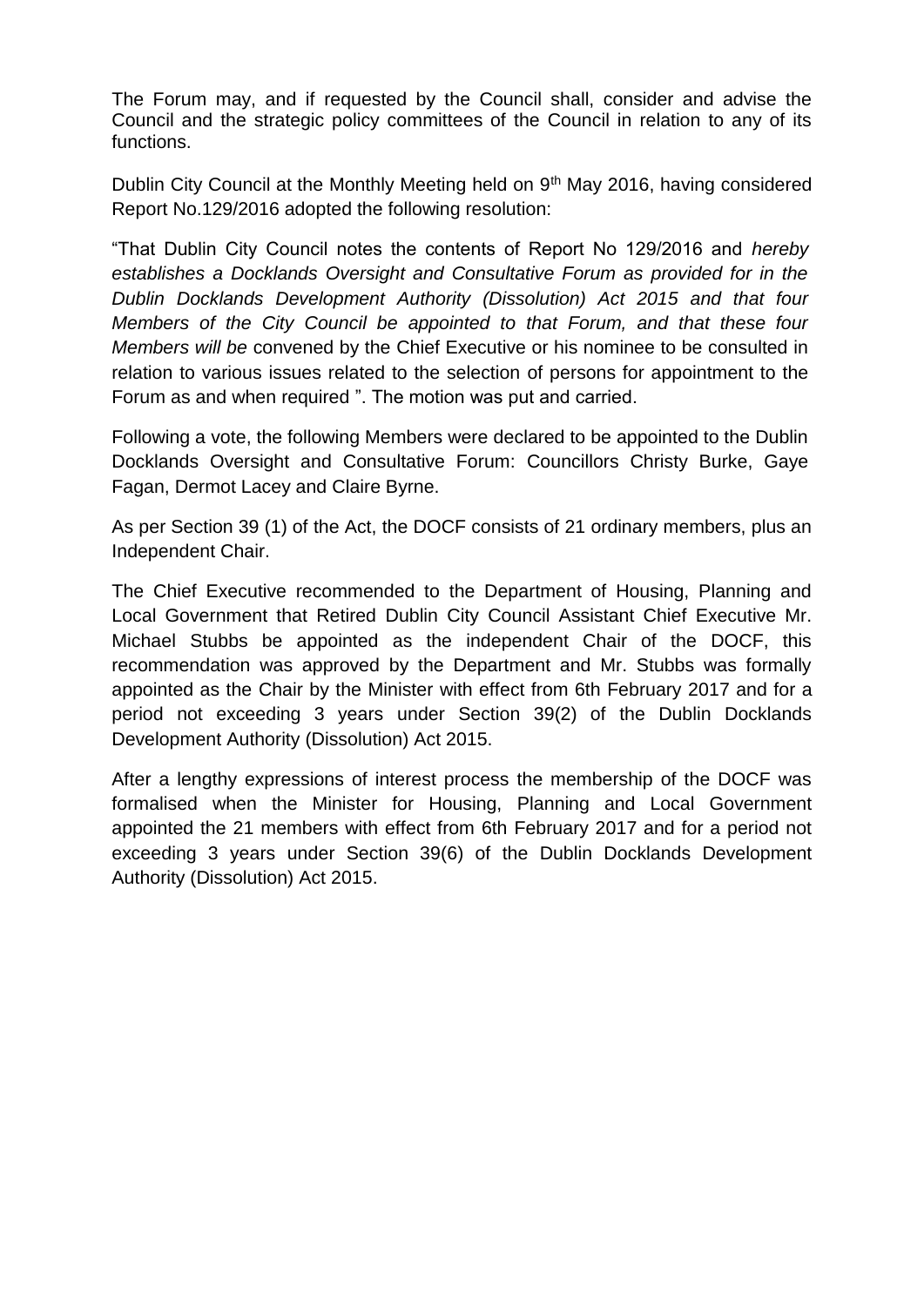The Forum may, and if requested by the Council shall, consider and advise the Council and the strategic policy committees of the Council in relation to any of its functions.

Dublin City Council at the Monthly Meeting held on 9th May 2016, having considered Report No.129/2016 adopted the following resolution:

"That Dublin City Council notes the contents of Report No 129/2016 and *hereby establishes a Docklands Oversight and Consultative Forum as provided for in the Dublin Docklands Development Authority (Dissolution) Act 2015 and that four Members of the City Council be appointed to that Forum, and that these four Members will be* convened by the Chief Executive or his nominee to be consulted in relation to various issues related to the selection of persons for appointment to the Forum as and when required ". The motion was put and carried.

Following a vote, the following Members were declared to be appointed to the Dublin Docklands Oversight and Consultative Forum: Councillors Christy Burke, Gaye Fagan, Dermot Lacey and Claire Byrne.

As per Section 39 (1) of the Act, the DOCF consists of 21 ordinary members, plus an Independent Chair.

The Chief Executive recommended to the Department of Housing, Planning and Local Government that Retired Dublin City Council Assistant Chief Executive Mr. Michael Stubbs be appointed as the independent Chair of the DOCF, this recommendation was approved by the Department and Mr. Stubbs was formally appointed as the Chair by the Minister with effect from 6th February 2017 and for a period not exceeding 3 years under Section 39(2) of the Dublin Docklands Development Authority (Dissolution) Act 2015.

After a lengthy expressions of interest process the membership of the DOCF was formalised when the Minister for Housing, Planning and Local Government appointed the 21 members with effect from 6th February 2017 and for a period not exceeding 3 years under Section 39(6) of the Dublin Docklands Development Authority (Dissolution) Act 2015.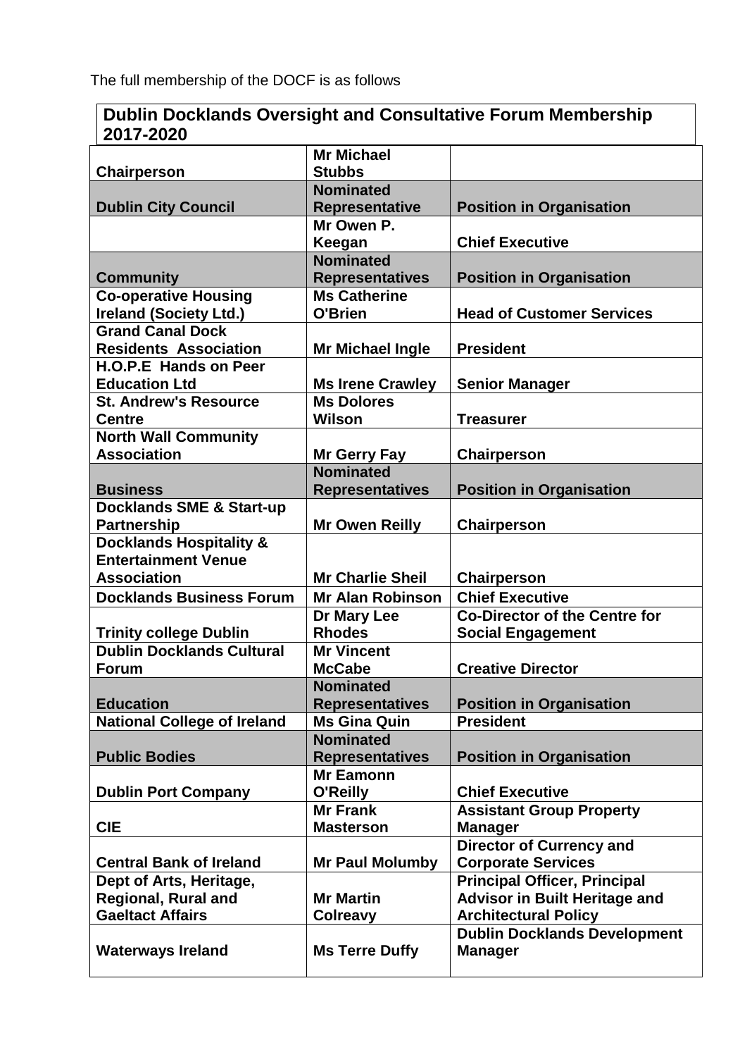The full membership of the DOCF is as follows

| **Dublin Docklands Oversight and Consultative Forum Membership 2017-2020** | | |
|---|---|---|
| **Chairperson** | **Mr Michael Stubbs** | |
| **Dublin City Council** | **Nominated Representative** | **Position in Organisation** |
| | **Mr Owen P. Keegan** | **Chief Executive** |
| **Community** | **Nominated Representatives** | **Position in Organisation** |
| **Co-operative Housing Ireland (Society Ltd.)** | **Ms Catherine O'Brien** | **Head of Customer Services** |
| **Grand Canal Dock Residents Association** | **Mr Michael Ingle** | **President** |
| **H.O.P.E Hands on Peer Education Ltd** | **Ms Irene Crawley** | **Senior Manager** |
| **St. Andrew's Resource Centre** | **Ms Dolores Wilson** | **Treasurer** |
| **North Wall Community Association** | **Mr Gerry Fay** | **Chairperson** |
| **Business** | **Nominated Representatives** | **Position in Organisation** |
| **Docklands SME & Start-up Partnership** | **Mr Owen Reilly** | **Chairperson** |
| **Docklands Hospitality & Entertainment Venue Association** | **Mr Charlie Sheil** | **Chairperson** |
| **Docklands Business Forum** | **Mr Alan Robinson** | **Chief Executive** |
| **Trinity college Dublin** | **Dr Mary Lee Rhodes** | **Co-Director of the Centre for Social Engagement** |
| **Dublin Docklands Cultural Forum** | **Mr Vincent McCabe** | **Creative Director** |
| **Education** | **Nominated Representatives** | **Position in Organisation** |
| **National College of Ireland** | **Ms Gina Quin** | **President** |
| **Public Bodies** | **Nominated Representatives** | **Position in Organisation** |
| **Dublin Port Company** | **Mr Eamonn O'Reilly** | **Chief Executive** |
| **CIE** | **Mr Frank Masterson** | **Assistant Group Property Manager** |
| **Central Bank of Ireland** | **Mr Paul Molumby** | **Director of Currency and Corporate Services** |
| **Dept of Arts, Heritage, Regional, Rural and Gaeltact Affairs** | **Mr Martin Colreavy** | **Principal Officer, Principal Advisor in Built Heritage and Architectural Policy** |
| **Waterways Ireland** | **Ms Terre Duffy** | **Dublin Docklands Development Manager** |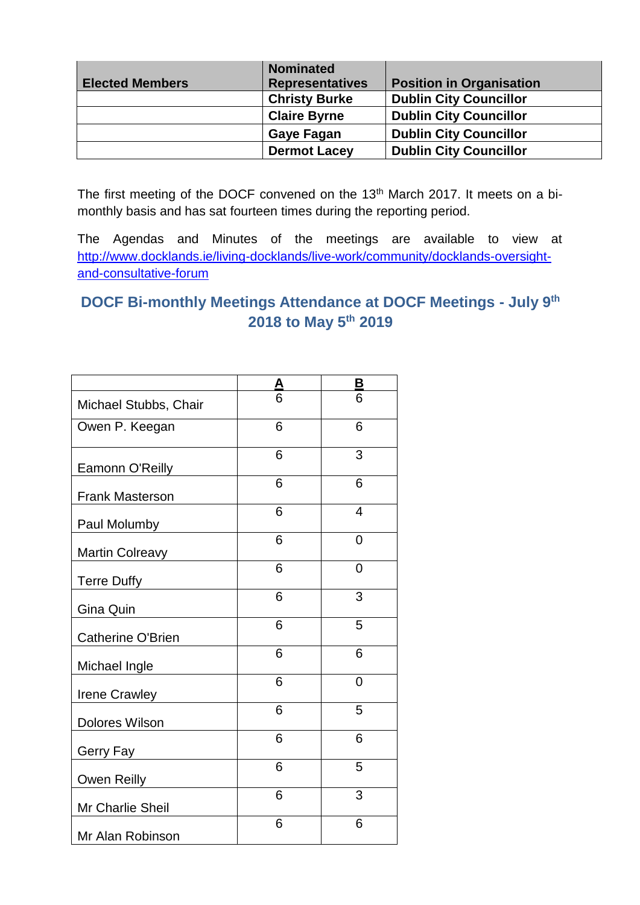| Elected Members | Nominated Representatives | Position in Organisation |
|---|---|---|
| | **Christy Burke** | **Dublin City Councillor** |
| | **Claire Byrne** | **Dublin City Councillor** |
| | **Gaye Fagan** | **Dublin City Councillor** |
| | **Dermot Lacey** | **Dublin City Councillor** |

The first meeting of the DOCF convened on the 13th March 2017. It meets on a bi-monthly basis and has sat fourteen times during the reporting period.

The Agendas and Minutes of the meetings are available to view at http://www.docklands.ie/living-docklands/live-work/community/docklands-oversight-and-consultative-forum

## DOCF Bi-monthly Meetings Attendance at DOCF Meetings - July 9th 2018 to May 5th 2019

| | A | B |
|---|---|---|
| Michael Stubbs, Chair | 6 | 6 |
| Owen P. Keegan | 6 | 6 |
| Eamonn O'Reilly | 6 | 3 |
| Frank Masterson | 6 | 6 |
| Paul Molumby | 6 | 4 |
| Martin Colreavy | 6 | 0 |
| Terre Duffy | 6 | 0 |
| Gina Quin | 6 | 3 |
| Catherine O'Brien | 6 | 5 |
| Michael Ingle | 6 | 6 |
| Irene Crawley | 6 | 0 |
| Dolores Wilson | 6 | 5 |
| Gerry Fay | 6 | 6 |
| Owen Reilly | 6 | 5 |
| Mr Charlie Sheil | 6 | 3 |
| Mr Alan Robinson | 6 | 6 |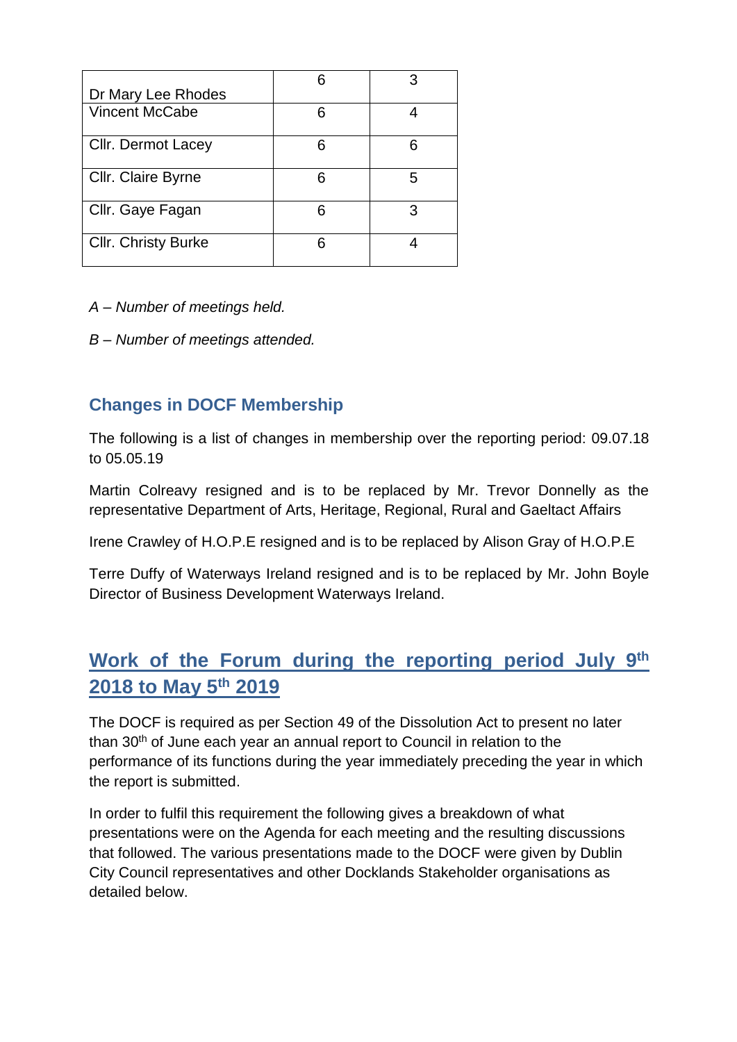| | | |
|---|---|---|
| Dr Mary Lee Rhodes | 6 | 3 |
| Vincent McCabe | 6 | 4 |
| Cllr. Dermot Lacey | 6 | 6 |
| Cllr. Claire Byrne | 6 | 5 |
| Cllr. Gaye Fagan | 6 | 3 |
| Cllr. Christy Burke | 6 | 4 |

*A – Number of meetings held.*

*B – Number of meetings attended.*

## Changes in DOCF Membership

The following is a list of changes in membership over the reporting period: 09.07.18 to 05.05.19

Martin Colreavy resigned and is to be replaced by Mr. Trevor Donnelly as the representative Department of Arts, Heritage, Regional, Rural and Gaeltact Affairs

Irene Crawley of H.O.P.E resigned and is to be replaced by Alison Gray of H.O.P.E

Terre Duffy of Waterways Ireland resigned and is to be replaced by Mr. John Boyle Director of Business Development Waterways Ireland.

## Work of the Forum during the reporting period July 9th 2018 to May 5th 2019

The DOCF is required as per Section 49 of the Dissolution Act to present no later than 30th of June each year an annual report to Council in relation to the performance of its functions during the year immediately preceding the year in which the report is submitted.

In order to fulfil this requirement the following gives a breakdown of what presentations were on the Agenda for each meeting and the resulting discussions that followed. The various presentations made to the DOCF were given by Dublin City Council representatives and other Docklands Stakeholder organisations as detailed below.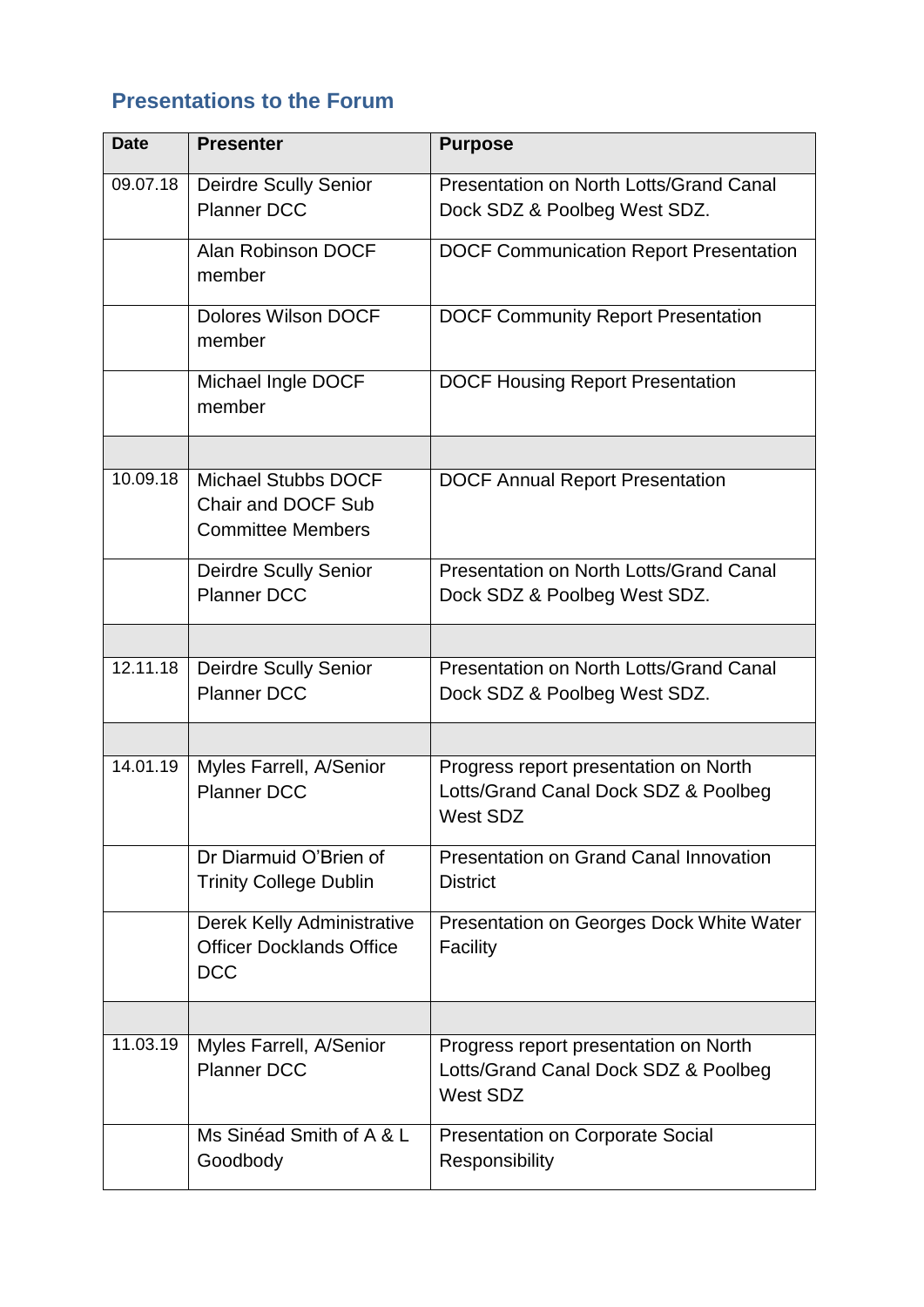## Presentations to the Forum

| Date | Presenter | Purpose |
|---|---|---|
| 09.07.18 | Deirdre Scully Senior Planner DCC | Presentation on North Lotts/Grand Canal Dock SDZ & Poolbeg West SDZ. |
| | Alan Robinson DOCF member | DOCF Communication Report Presentation |
| | Dolores Wilson DOCF member | DOCF Community Report Presentation |
| | Michael Ingle DOCF member | DOCF Housing Report Presentation |
| | | |
| 10.09.18 | Michael Stubbs DOCF Chair and DOCF Sub Committee Members | DOCF Annual Report Presentation |
| | Deirdre Scully Senior Planner DCC | Presentation on North Lotts/Grand Canal Dock SDZ & Poolbeg West SDZ. |
| | | |
| 12.11.18 | Deirdre Scully Senior Planner DCC | Presentation on North Lotts/Grand Canal Dock SDZ & Poolbeg West SDZ. |
| | | |
| 14.01.19 | Myles Farrell, A/Senior Planner DCC | Progress report presentation on North Lotts/Grand Canal Dock SDZ & Poolbeg West SDZ |
| | Dr Diarmuid O'Brien of Trinity College Dublin | Presentation on Grand Canal Innovation District |
| | Derek Kelly Administrative Officer Docklands Office DCC | Presentation on Georges Dock White Water Facility |
| | | |
| 11.03.19 | Myles Farrell, A/Senior Planner DCC | Progress report presentation on North Lotts/Grand Canal Dock SDZ & Poolbeg West SDZ |
| | Ms Sinéad Smith of A & L Goodbody | Presentation on Corporate Social Responsibility |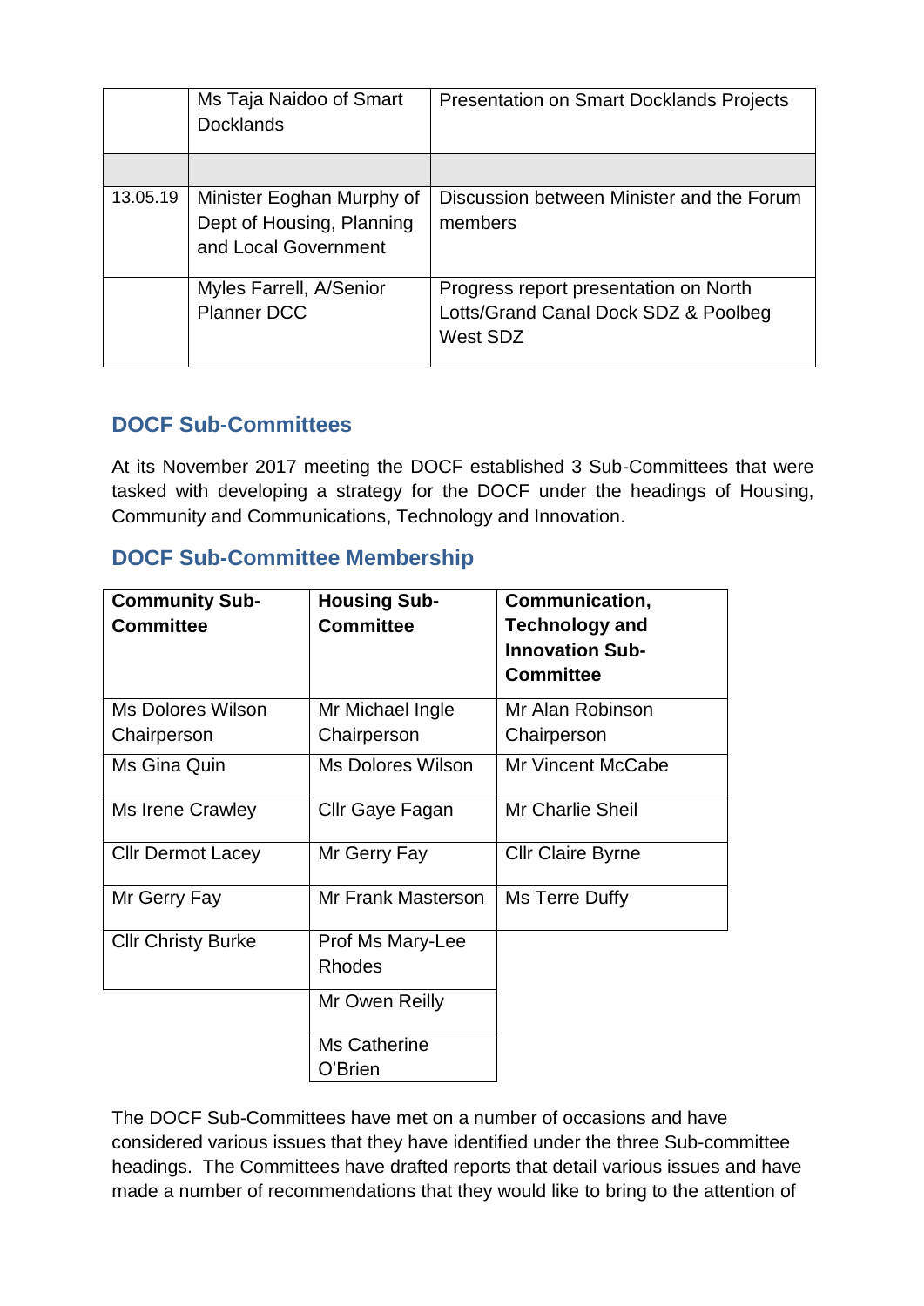| | | |
|---|---|---|
| | Ms Taja Naidoo of Smart Docklands | Presentation on Smart Docklands Projects |
| | | |
| 13.05.19 | Minister Eoghan Murphy of Dept of Housing, Planning and Local Government | Discussion between Minister and the Forum members |
| | Myles Farrell, A/Senior Planner DCC | Progress report presentation on North Lotts/Grand Canal Dock SDZ & Poolbeg West SDZ |

## DOCF Sub-Committees

At its November 2017 meeting the DOCF established 3 Sub-Committees that were tasked with developing a strategy for the DOCF under the headings of Housing, Community and Communications, Technology and Innovation.

## DOCF Sub-Committee Membership

| Community Sub-Committee | Housing Sub-Committee | Communication, Technology and Innovation Sub-Committee |
|---|---|---|
| Ms Dolores Wilson Chairperson | Mr Michael Ingle Chairperson | Mr Alan Robinson Chairperson |
| Ms Gina Quin | Ms Dolores Wilson | Mr Vincent McCabe |
| Ms Irene Crawley | Cllr Gaye Fagan | Mr Charlie Sheil |
| Cllr Dermot Lacey | Mr Gerry Fay | Cllr Claire Byrne |
| Mr Gerry Fay | Mr Frank Masterson | Ms Terre Duffy |
| Cllr Christy Burke | Prof Ms Mary-Lee Rhodes | |
| | Mr Owen Reilly | |
| | Ms Catherine O'Brien | |

The DOCF Sub-Committees have met on a number of occasions and have considered various issues that they have identified under the three Sub-committee headings. The Committees have drafted reports that detail various issues and have made a number of recommendations that they would like to bring to the attention of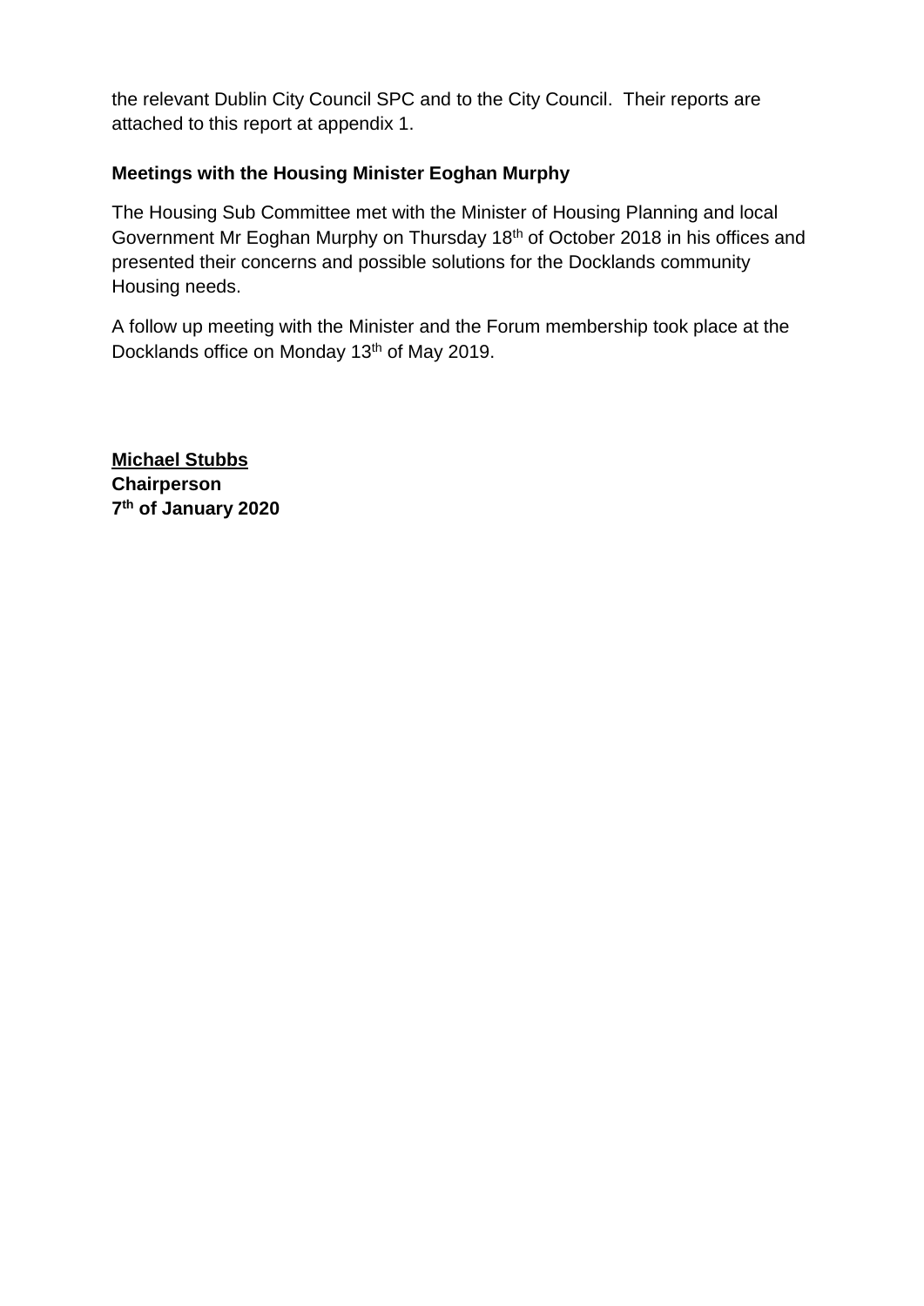the relevant Dublin City Council SPC and to the City Council. Their reports are attached to this report at appendix 1.

**Meetings with the Housing Minister Eoghan Murphy**

The Housing Sub Committee met with the Minister of Housing Planning and local Government Mr Eoghan Murphy on Thursday 18th of October 2018 in his offices and presented their concerns and possible solutions for the Docklands community Housing needs.

A follow up meeting with the Minister and the Forum membership took place at the Docklands office on Monday 13th of May 2019.

**<u>Michael Stubbs</u>**
**Chairperson**
**7th of January 2020**